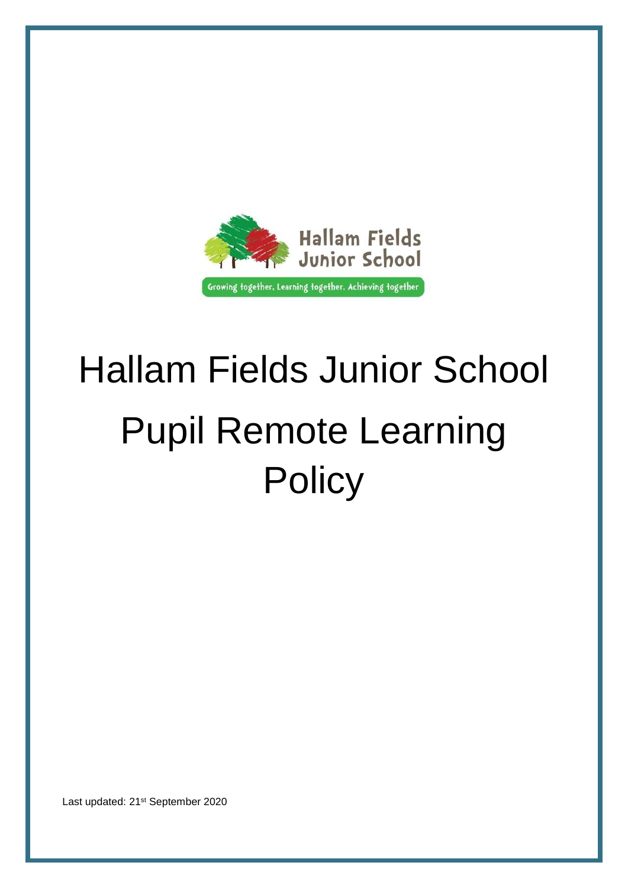Hallam Fields Junior School

Growing together, Learning together, Achieving together

# Hallam Fields Junior School Pupil Remote Learning Policy

Last updated: 21st September 2020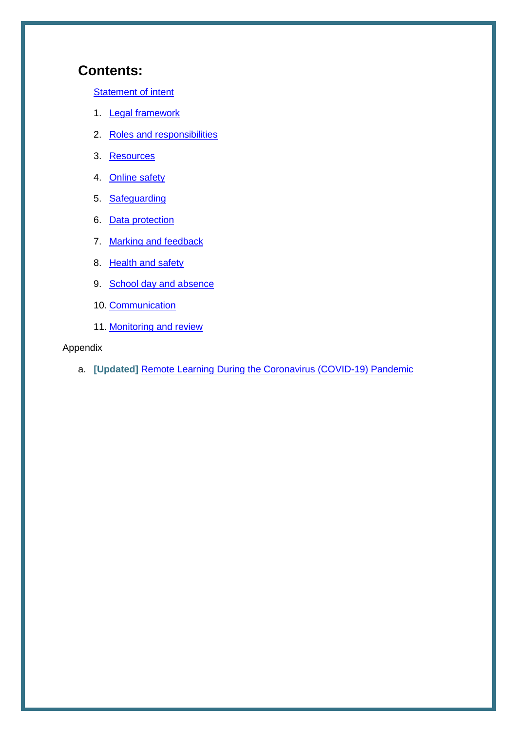## Contents:

Statement of intent

1. Legal framework
2. Roles and responsibilities
3. Resources
4. Online safety
5. Safeguarding
6. Data protection
7. Marking and feedback
8. Health and safety
9. School day and absence
10. Communication
11. Monitoring and review

Appendix

a. **[Updated]** Remote Learning During the Coronavirus (COVID-19) Pandemic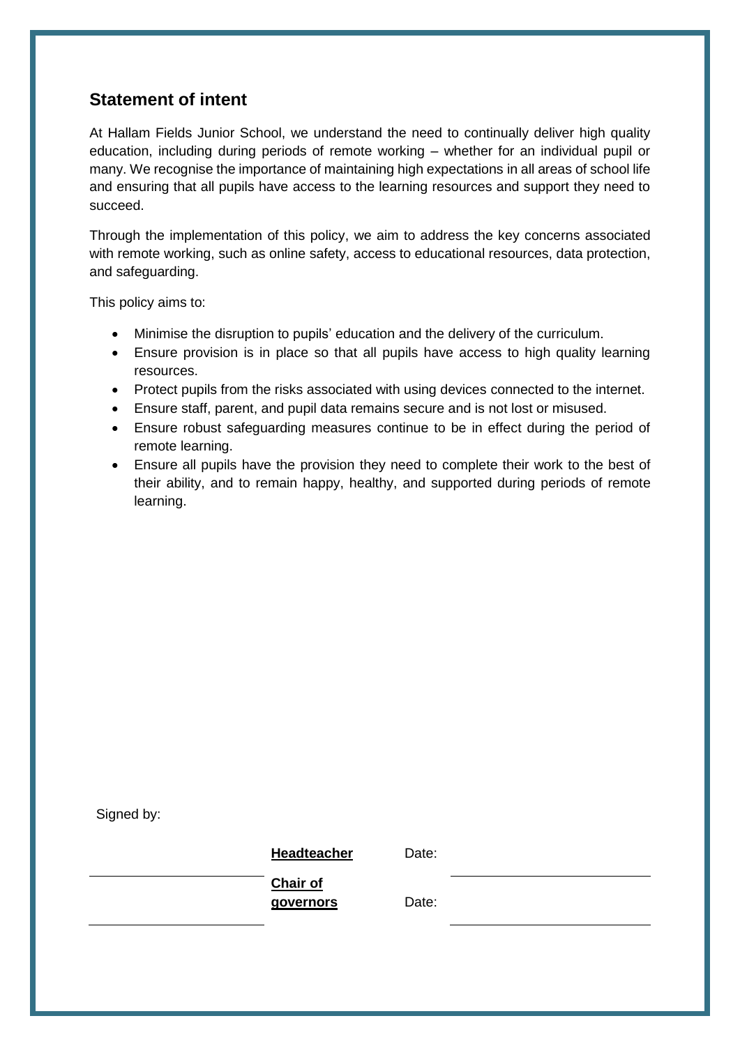## Statement of intent

At Hallam Fields Junior School, we understand the need to continually deliver high quality education, including during periods of remote working – whether for an individual pupil or many. We recognise the importance of maintaining high expectations in all areas of school life and ensuring that all pupils have access to the learning resources and support they need to succeed.

Through the implementation of this policy, we aim to address the key concerns associated with remote working, such as online safety, access to educational resources, data protection, and safeguarding.

This policy aims to:

- Minimise the disruption to pupils' education and the delivery of the curriculum.
- Ensure provision is in place so that all pupils have access to high quality learning resources.
- Protect pupils from the risks associated with using devices connected to the internet.
- Ensure staff, parent, and pupil data remains secure and is not lost or misused.
- Ensure robust safeguarding measures continue to be in effect during the period of remote learning.
- Ensure all pupils have the provision they need to complete their work to the best of their ability, and to remain happy, healthy, and supported during periods of remote learning.

Signed by:

| | | | |
|---|---|---|---|
| ______________________ | **Headteacher** | Date: | ______________________ |
| ______________________ | **Chair of governors** | Date: | ______________________ |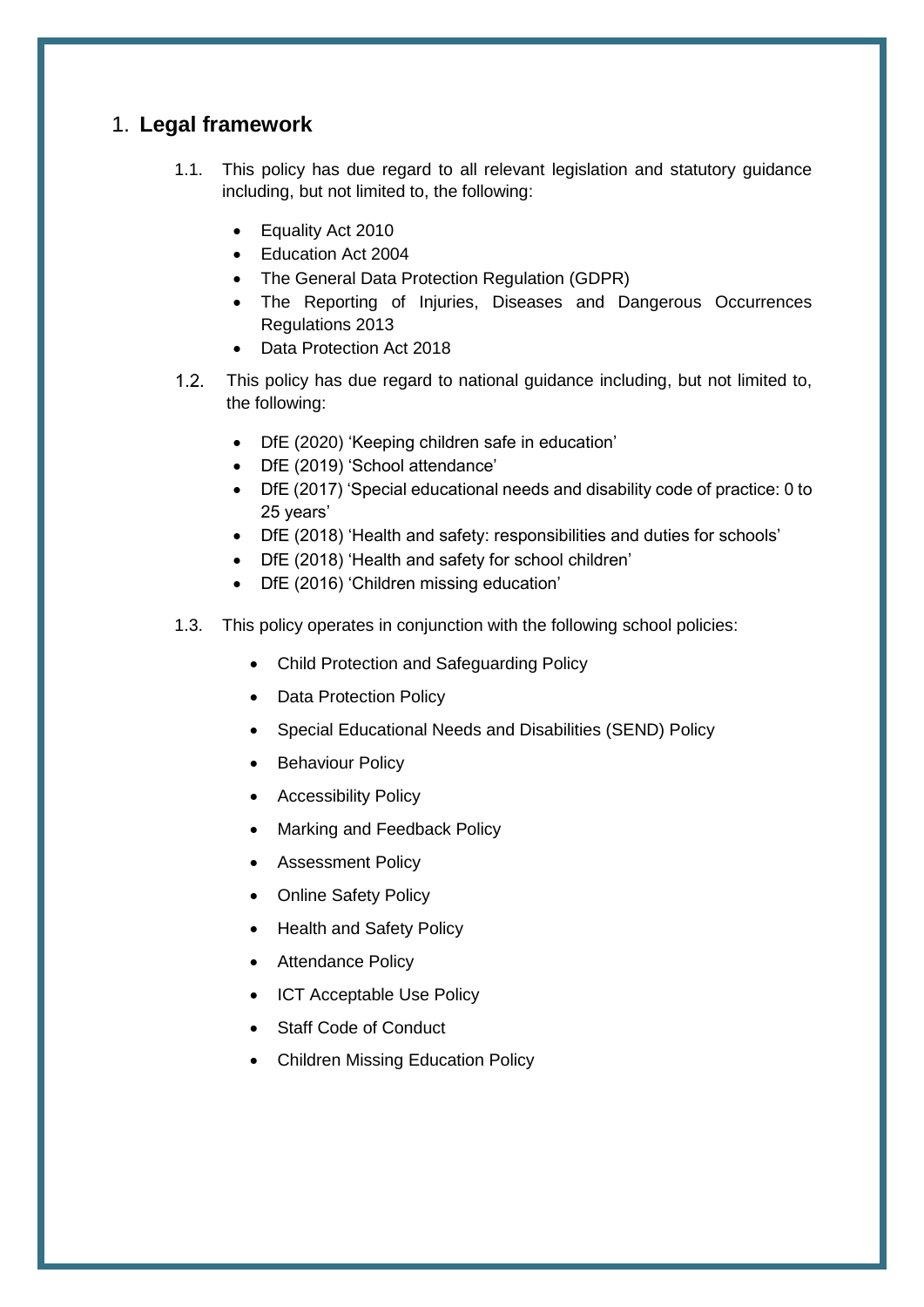# 1. Legal framework

1.1. This policy has due regard to all relevant legislation and statutory guidance including, but not limited to, the following:

- Equality Act 2010
- Education Act 2004
- The General Data Protection Regulation (GDPR)
- The Reporting of Injuries, Diseases and Dangerous Occurrences Regulations 2013
- Data Protection Act 2018

1.2. This policy has due regard to national guidance including, but not limited to, the following:

- DfE (2020) 'Keeping children safe in education'
- DfE (2019) 'School attendance'
- DfE (2017) 'Special educational needs and disability code of practice: 0 to 25 years'
- DfE (2018) 'Health and safety: responsibilities and duties for schools'
- DfE (2018) 'Health and safety for school children'
- DfE (2016) 'Children missing education'

1.3. This policy operates in conjunction with the following school policies:

- Child Protection and Safeguarding Policy
- Data Protection Policy
- Special Educational Needs and Disabilities (SEND) Policy
- Behaviour Policy
- Accessibility Policy
- Marking and Feedback Policy
- Assessment Policy
- Online Safety Policy
- Health and Safety Policy
- Attendance Policy
- ICT Acceptable Use Policy
- Staff Code of Conduct
- Children Missing Education Policy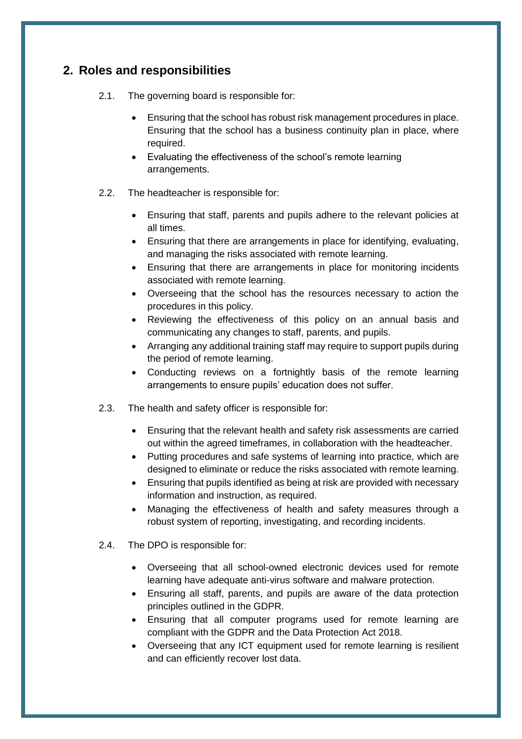## 2. Roles and responsibilities

2.1. The governing board is responsible for:

- Ensuring that the school has robust risk management procedures in place. Ensuring that the school has a business continuity plan in place, where required.
- Evaluating the effectiveness of the school's remote learning arrangements.

2.2. The headteacher is responsible for:

- Ensuring that staff, parents and pupils adhere to the relevant policies at all times.
- Ensuring that there are arrangements in place for identifying, evaluating, and managing the risks associated with remote learning.
- Ensuring that there are arrangements in place for monitoring incidents associated with remote learning.
- Overseeing that the school has the resources necessary to action the procedures in this policy.
- Reviewing the effectiveness of this policy on an annual basis and communicating any changes to staff, parents, and pupils.
- Arranging any additional training staff may require to support pupils during the period of remote learning.
- Conducting reviews on a fortnightly basis of the remote learning arrangements to ensure pupils' education does not suffer.

2.3. The health and safety officer is responsible for:

- Ensuring that the relevant health and safety risk assessments are carried out within the agreed timeframes, in collaboration with the headteacher.
- Putting procedures and safe systems of learning into practice, which are designed to eliminate or reduce the risks associated with remote learning.
- Ensuring that pupils identified as being at risk are provided with necessary information and instruction, as required.
- Managing the effectiveness of health and safety measures through a robust system of reporting, investigating, and recording incidents.

2.4. The DPO is responsible for:

- Overseeing that all school-owned electronic devices used for remote learning have adequate anti-virus software and malware protection.
- Ensuring all staff, parents, and pupils are aware of the data protection principles outlined in the GDPR.
- Ensuring that all computer programs used for remote learning are compliant with the GDPR and the Data Protection Act 2018.
- Overseeing that any ICT equipment used for remote learning is resilient and can efficiently recover lost data.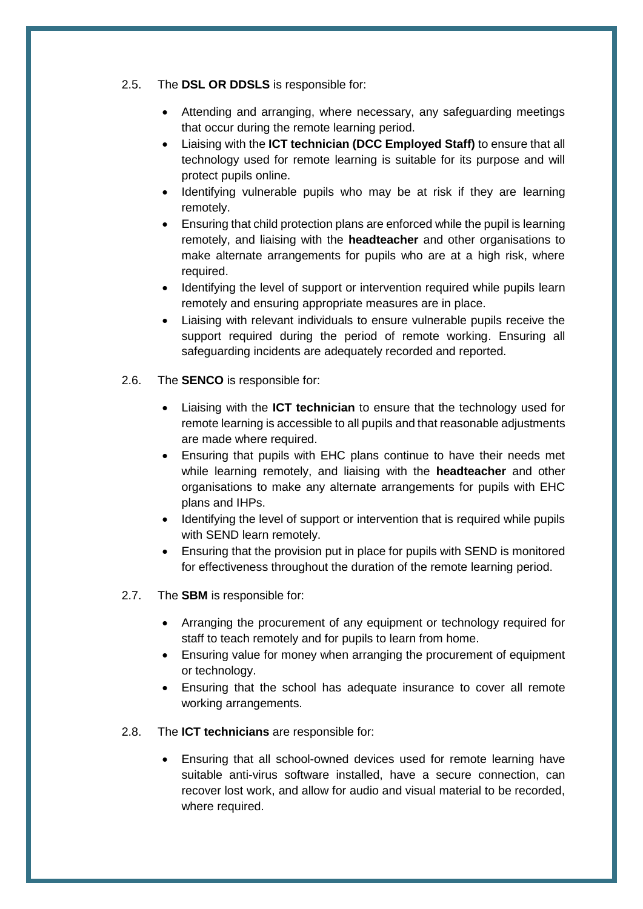2.5. The **DSL OR DDSLS** is responsible for:

- Attending and arranging, where necessary, any safeguarding meetings that occur during the remote learning period.
- Liaising with the **ICT technician (DCC Employed Staff)** to ensure that all technology used for remote learning is suitable for its purpose and will protect pupils online.
- Identifying vulnerable pupils who may be at risk if they are learning remotely.
- Ensuring that child protection plans are enforced while the pupil is learning remotely, and liaising with the **headteacher** and other organisations to make alternate arrangements for pupils who are at a high risk, where required.
- Identifying the level of support or intervention required while pupils learn remotely and ensuring appropriate measures are in place.
- Liaising with relevant individuals to ensure vulnerable pupils receive the support required during the period of remote working. Ensuring all safeguarding incidents are adequately recorded and reported.

2.6. The **SENCO** is responsible for:

- Liaising with the **ICT technician** to ensure that the technology used for remote learning is accessible to all pupils and that reasonable adjustments are made where required.
- Ensuring that pupils with EHC plans continue to have their needs met while learning remotely, and liaising with the **headteacher** and other organisations to make any alternate arrangements for pupils with EHC plans and IHPs.
- Identifying the level of support or intervention that is required while pupils with SEND learn remotely.
- Ensuring that the provision put in place for pupils with SEND is monitored for effectiveness throughout the duration of the remote learning period.

2.7. The **SBM** is responsible for:

- Arranging the procurement of any equipment or technology required for staff to teach remotely and for pupils to learn from home.
- Ensuring value for money when arranging the procurement of equipment or technology.
- Ensuring that the school has adequate insurance to cover all remote working arrangements.

2.8. The **ICT technicians** are responsible for:

- Ensuring that all school-owned devices used for remote learning have suitable anti-virus software installed, have a secure connection, can recover lost work, and allow for audio and visual material to be recorded, where required.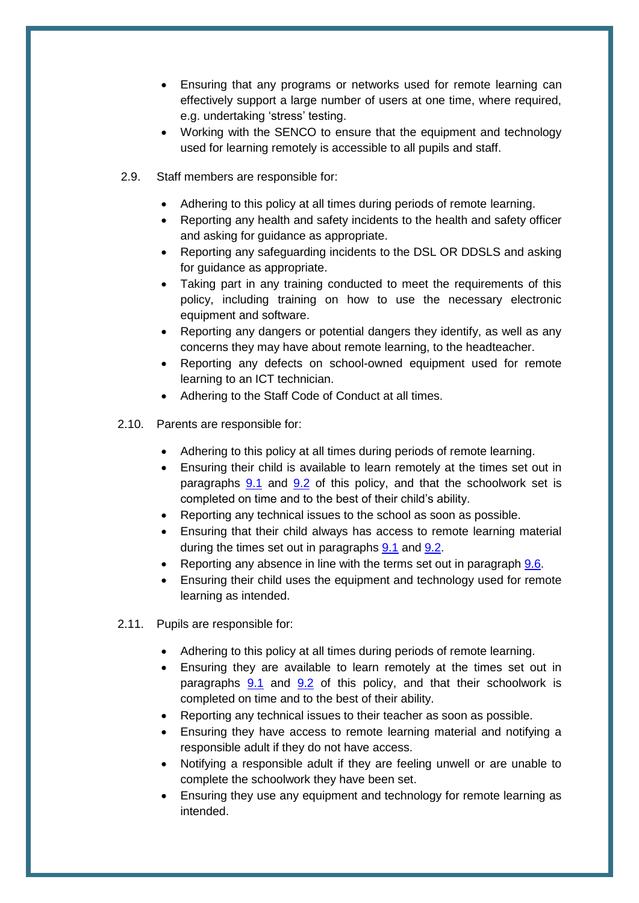- Ensuring that any programs or networks used for remote learning can effectively support a large number of users at one time, where required, e.g. undertaking ‘stress’ testing.
- Working with the SENCO to ensure that the equipment and technology used for learning remotely is accessible to all pupils and staff.

2.9. Staff members are responsible for:

- Adhering to this policy at all times during periods of remote learning.
- Reporting any health and safety incidents to the health and safety officer and asking for guidance as appropriate.
- Reporting any safeguarding incidents to the DSL OR DDSLS and asking for guidance as appropriate.
- Taking part in any training conducted to meet the requirements of this policy, including training on how to use the necessary electronic equipment and software.
- Reporting any dangers or potential dangers they identify, as well as any concerns they may have about remote learning, to the headteacher.
- Reporting any defects on school-owned equipment used for remote learning to an ICT technician.
- Adhering to the Staff Code of Conduct at all times.

2.10. Parents are responsible for:

- Adhering to this policy at all times during periods of remote learning.
- Ensuring their child is available to learn remotely at the times set out in paragraphs 9.1 and 9.2 of this policy, and that the schoolwork set is completed on time and to the best of their child’s ability.
- Reporting any technical issues to the school as soon as possible.
- Ensuring that their child always has access to remote learning material during the times set out in paragraphs 9.1 and 9.2.
- Reporting any absence in line with the terms set out in paragraph 9.6.
- Ensuring their child uses the equipment and technology used for remote learning as intended.

2.11. Pupils are responsible for:

- Adhering to this policy at all times during periods of remote learning.
- Ensuring they are available to learn remotely at the times set out in paragraphs 9.1 and 9.2 of this policy, and that their schoolwork is completed on time and to the best of their ability.
- Reporting any technical issues to their teacher as soon as possible.
- Ensuring they have access to remote learning material and notifying a responsible adult if they do not have access.
- Notifying a responsible adult if they are feeling unwell or are unable to complete the schoolwork they have been set.
- Ensuring they use any equipment and technology for remote learning as intended.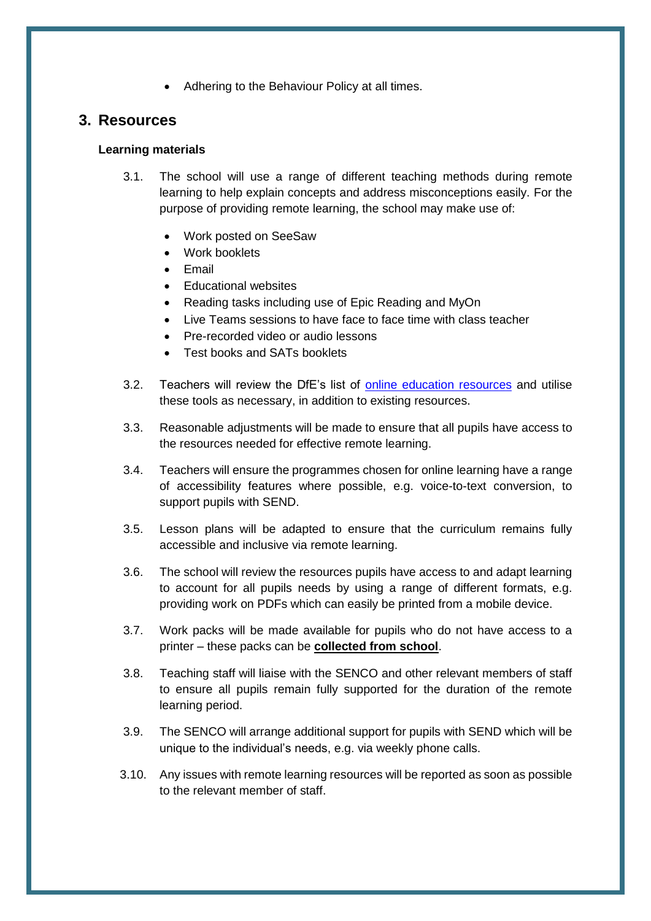- Adhering to the Behaviour Policy at all times.

## 3. Resources

**Learning materials**

3.1. The school will use a range of different teaching methods during remote learning to help explain concepts and address misconceptions easily. For the purpose of providing remote learning, the school may make use of:

- Work posted on SeeSaw
- Work booklets
- Email
- Educational websites
- Reading tasks including use of Epic Reading and MyOn
- Live Teams sessions to have face to face time with class teacher
- Pre-recorded video or audio lessons
- Test books and SATs booklets

3.2. Teachers will review the DfE's list of [online education resources] and utilise these tools as necessary, in addition to existing resources.

3.3. Reasonable adjustments will be made to ensure that all pupils have access to the resources needed for effective remote learning.

3.4. Teachers will ensure the programmes chosen for online learning have a range of accessibility features where possible, e.g. voice-to-text conversion, to support pupils with SEND.

3.5. Lesson plans will be adapted to ensure that the curriculum remains fully accessible and inclusive via remote learning.

3.6. The school will review the resources pupils have access to and adapt learning to account for all pupils needs by using a range of different formats, e.g. providing work on PDFs which can easily be printed from a mobile device.

3.7. Work packs will be made available for pupils who do not have access to a printer – these packs can be **collected from school**.

3.8. Teaching staff will liaise with the SENCO and other relevant members of staff to ensure all pupils remain fully supported for the duration of the remote learning period.

3.9. The SENCO will arrange additional support for pupils with SEND which will be unique to the individual's needs, e.g. via weekly phone calls.

3.10. Any issues with remote learning resources will be reported as soon as possible to the relevant member of staff.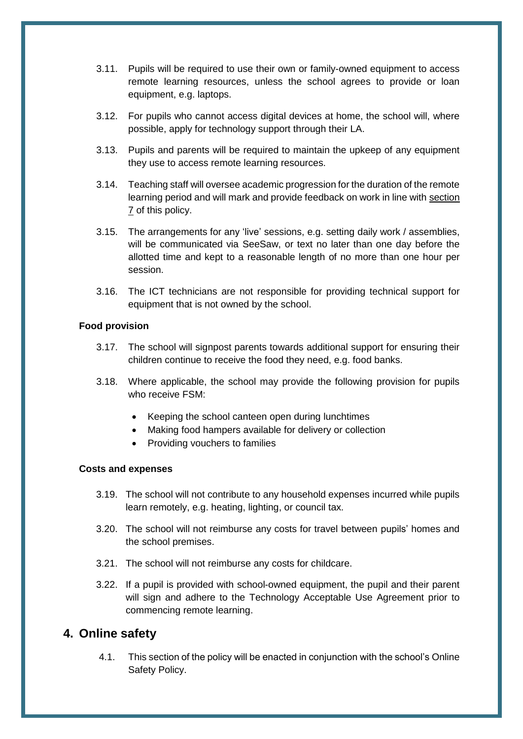3.11. Pupils will be required to use their own or family-owned equipment to access remote learning resources, unless the school agrees to provide or loan equipment, e.g. laptops.

3.12. For pupils who cannot access digital devices at home, the school will, where possible, apply for technology support through their LA.

3.13. Pupils and parents will be required to maintain the upkeep of any equipment they use to access remote learning resources.

3.14. Teaching staff will oversee academic progression for the duration of the remote learning period and will mark and provide feedback on work in line with section 7 of this policy.

3.15. The arrangements for any 'live' sessions, e.g. setting daily work / assemblies, will be communicated via SeeSaw, or text no later than one day before the allotted time and kept to a reasonable length of no more than one hour per session.

3.16. The ICT technicians are not responsible for providing technical support for equipment that is not owned by the school.

**Food provision**

3.17. The school will signpost parents towards additional support for ensuring their children continue to receive the food they need, e.g. food banks.

3.18. Where applicable, the school may provide the following provision for pupils who receive FSM:

- Keeping the school canteen open during lunchtimes
- Making food hampers available for delivery or collection
- Providing vouchers to families

**Costs and expenses**

3.19. The school will not contribute to any household expenses incurred while pupils learn remotely, e.g. heating, lighting, or council tax.

3.20. The school will not reimburse any costs for travel between pupils' homes and the school premises.

3.21. The school will not reimburse any costs for childcare.

3.22. If a pupil is provided with school-owned equipment, the pupil and their parent will sign and adhere to the Technology Acceptable Use Agreement prior to commencing remote learning.

## 4. Online safety

4.1. This section of the policy will be enacted in conjunction with the school's Online Safety Policy.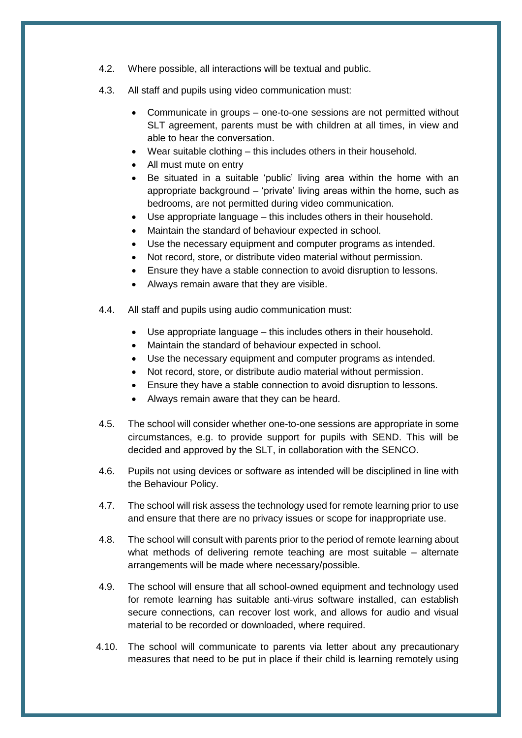4.2. Where possible, all interactions will be textual and public.

4.3. All staff and pupils using video communication must:

- Communicate in groups – one-to-one sessions are not permitted without SLT agreement, parents must be with children at all times, in view and able to hear the conversation.
- Wear suitable clothing – this includes others in their household.
- All must mute on entry
- Be situated in a suitable 'public' living area within the home with an appropriate background – 'private' living areas within the home, such as bedrooms, are not permitted during video communication.
- Use appropriate language – this includes others in their household.
- Maintain the standard of behaviour expected in school.
- Use the necessary equipment and computer programs as intended.
- Not record, store, or distribute video material without permission.
- Ensure they have a stable connection to avoid disruption to lessons.
- Always remain aware that they are visible.

4.4. All staff and pupils using audio communication must:

- Use appropriate language – this includes others in their household.
- Maintain the standard of behaviour expected in school.
- Use the necessary equipment and computer programs as intended.
- Not record, store, or distribute audio material without permission.
- Ensure they have a stable connection to avoid disruption to lessons.
- Always remain aware that they can be heard.

4.5. The school will consider whether one-to-one sessions are appropriate in some circumstances, e.g. to provide support for pupils with SEND. This will be decided and approved by the SLT, in collaboration with the SENCO.

4.6. Pupils not using devices or software as intended will be disciplined in line with the Behaviour Policy.

4.7. The school will risk assess the technology used for remote learning prior to use and ensure that there are no privacy issues or scope for inappropriate use.

4.8. The school will consult with parents prior to the period of remote learning about what methods of delivering remote teaching are most suitable – alternate arrangements will be made where necessary/possible.

4.9. The school will ensure that all school-owned equipment and technology used for remote learning has suitable anti-virus software installed, can establish secure connections, can recover lost work, and allows for audio and visual material to be recorded or downloaded, where required.

4.10. The school will communicate to parents via letter about any precautionary measures that need to be put in place if their child is learning remotely using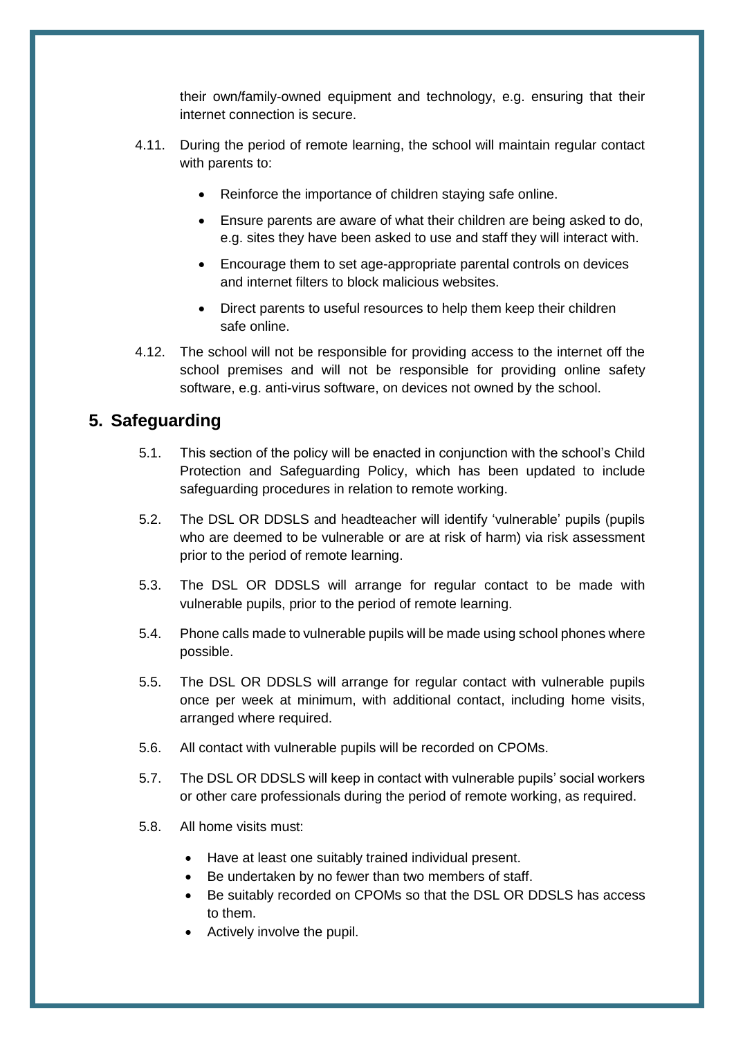their own/family-owned equipment and technology, e.g. ensuring that their internet connection is secure.

4.11. During the period of remote learning, the school will maintain regular contact with parents to:

- Reinforce the importance of children staying safe online.
- Ensure parents are aware of what their children are being asked to do, e.g. sites they have been asked to use and staff they will interact with.
- Encourage them to set age-appropriate parental controls on devices and internet filters to block malicious websites.
- Direct parents to useful resources to help them keep their children safe online.

4.12. The school will not be responsible for providing access to the internet off the school premises and will not be responsible for providing online safety software, e.g. anti-virus software, on devices not owned by the school.

## 5. Safeguarding

5.1. This section of the policy will be enacted in conjunction with the school's Child Protection and Safeguarding Policy, which has been updated to include safeguarding procedures in relation to remote working.

5.2. The DSL OR DDSLS and headteacher will identify 'vulnerable' pupils (pupils who are deemed to be vulnerable or are at risk of harm) via risk assessment prior to the period of remote learning.

5.3. The DSL OR DDSLS will arrange for regular contact to be made with vulnerable pupils, prior to the period of remote learning.

5.4. Phone calls made to vulnerable pupils will be made using school phones where possible.

5.5. The DSL OR DDSLS will arrange for regular contact with vulnerable pupils once per week at minimum, with additional contact, including home visits, arranged where required.

5.6. All contact with vulnerable pupils will be recorded on CPOMs.

5.7. The DSL OR DDSLS will keep in contact with vulnerable pupils' social workers or other care professionals during the period of remote working, as required.

5.8. All home visits must:

- Have at least one suitably trained individual present.
- Be undertaken by no fewer than two members of staff.
- Be suitably recorded on CPOMs so that the DSL OR DDSLS has access to them.
- Actively involve the pupil.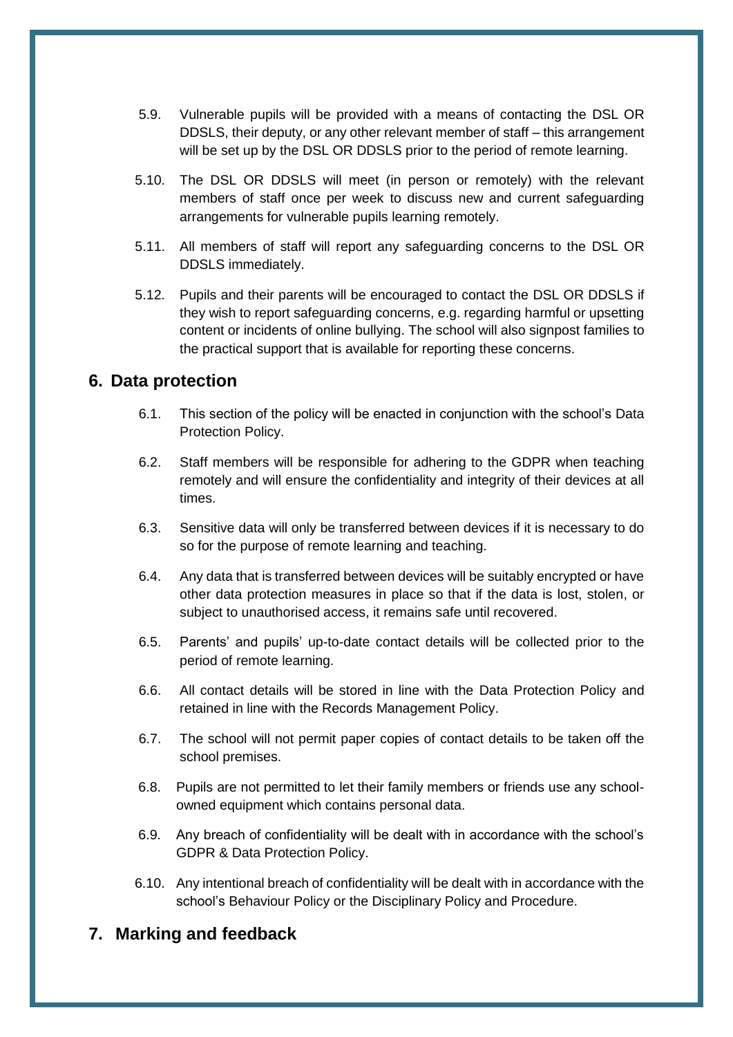5.9. Vulnerable pupils will be provided with a means of contacting the DSL OR DDSLS, their deputy, or any other relevant member of staff – this arrangement will be set up by the DSL OR DDSLS prior to the period of remote learning.

5.10. The DSL OR DDSLS will meet (in person or remotely) with the relevant members of staff once per week to discuss new and current safeguarding arrangements for vulnerable pupils learning remotely.

5.11. All members of staff will report any safeguarding concerns to the DSL OR DDSLS immediately.

5.12. Pupils and their parents will be encouraged to contact the DSL OR DDSLS if they wish to report safeguarding concerns, e.g. regarding harmful or upsetting content or incidents of online bullying. The school will also signpost families to the practical support that is available for reporting these concerns.

## 6. Data protection

6.1. This section of the policy will be enacted in conjunction with the school's Data Protection Policy.

6.2. Staff members will be responsible for adhering to the GDPR when teaching remotely and will ensure the confidentiality and integrity of their devices at all times.

6.3. Sensitive data will only be transferred between devices if it is necessary to do so for the purpose of remote learning and teaching.

6.4. Any data that is transferred between devices will be suitably encrypted or have other data protection measures in place so that if the data is lost, stolen, or subject to unauthorised access, it remains safe until recovered.

6.5. Parents' and pupils' up-to-date contact details will be collected prior to the period of remote learning.

6.6. All contact details will be stored in line with the Data Protection Policy and retained in line with the Records Management Policy.

6.7. The school will not permit paper copies of contact details to be taken off the school premises.

6.8. Pupils are not permitted to let their family members or friends use any school-owned equipment which contains personal data.

6.9. Any breach of confidentiality will be dealt with in accordance with the school's GDPR & Data Protection Policy.

6.10. Any intentional breach of confidentiality will be dealt with in accordance with the school's Behaviour Policy or the Disciplinary Policy and Procedure.

## 7. Marking and feedback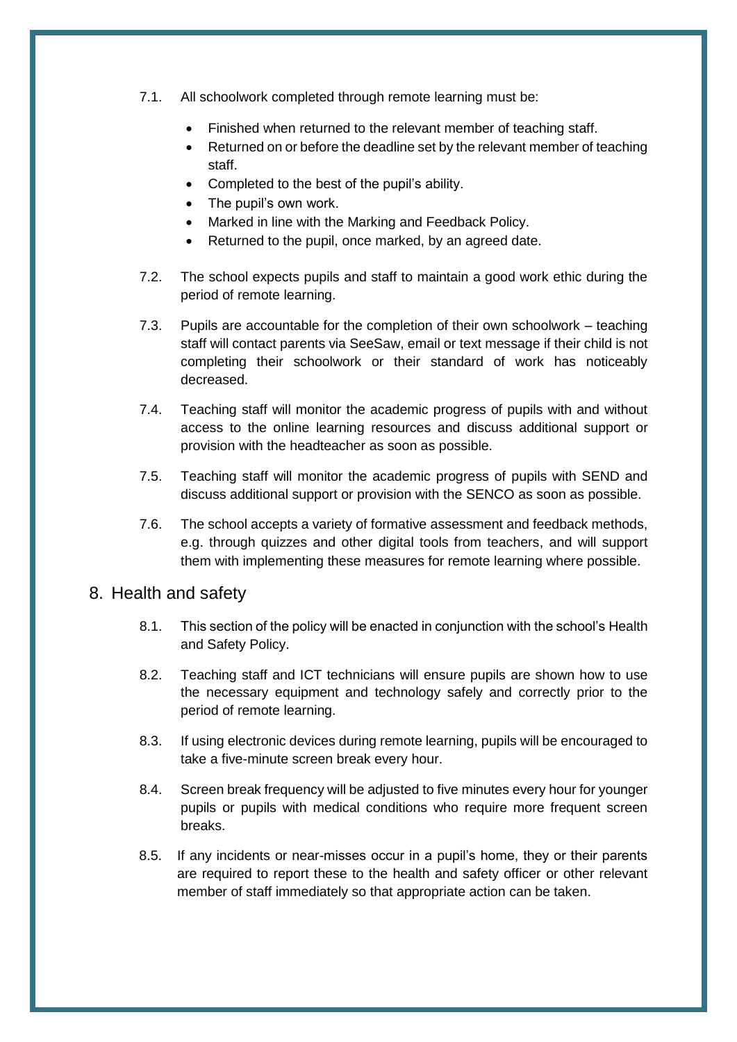7.1. All schoolwork completed through remote learning must be:

- Finished when returned to the relevant member of teaching staff.
- Returned on or before the deadline set by the relevant member of teaching staff.
- Completed to the best of the pupil's ability.
- The pupil's own work.
- Marked in line with the Marking and Feedback Policy.
- Returned to the pupil, once marked, by an agreed date.

7.2. The school expects pupils and staff to maintain a good work ethic during the period of remote learning.

7.3. Pupils are accountable for the completion of their own schoolwork – teaching staff will contact parents via SeeSaw, email or text message if their child is not completing their schoolwork or their standard of work has noticeably decreased.

7.4. Teaching staff will monitor the academic progress of pupils with and without access to the online learning resources and discuss additional support or provision with the headteacher as soon as possible.

7.5. Teaching staff will monitor the academic progress of pupils with SEND and discuss additional support or provision with the SENCO as soon as possible.

7.6. The school accepts a variety of formative assessment and feedback methods, e.g. through quizzes and other digital tools from teachers, and will support them with implementing these measures for remote learning where possible.

## 8. Health and safety

8.1. This section of the policy will be enacted in conjunction with the school's Health and Safety Policy.

8.2. Teaching staff and ICT technicians will ensure pupils are shown how to use the necessary equipment and technology safely and correctly prior to the period of remote learning.

8.3. If using electronic devices during remote learning, pupils will be encouraged to take a five-minute screen break every hour.

8.4. Screen break frequency will be adjusted to five minutes every hour for younger pupils or pupils with medical conditions who require more frequent screen breaks.

8.5. If any incidents or near-misses occur in a pupil's home, they or their parents are required to report these to the health and safety officer or other relevant member of staff immediately so that appropriate action can be taken.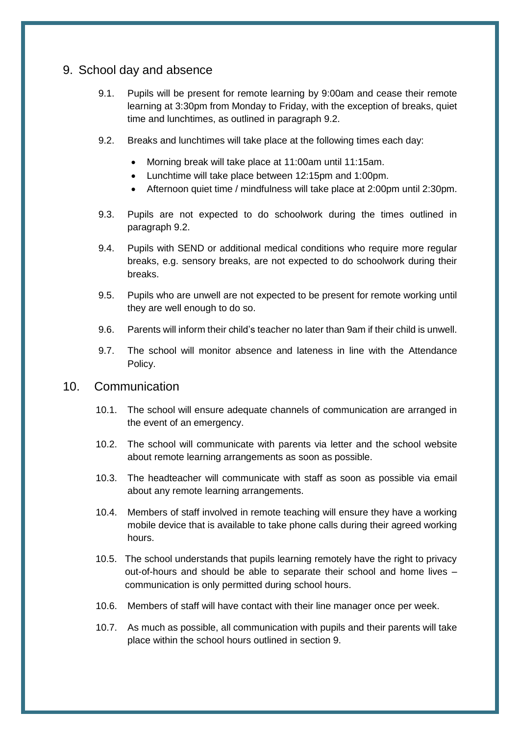## 9. School day and absence

9.1. Pupils will be present for remote learning by 9:00am and cease their remote learning at 3:30pm from Monday to Friday, with the exception of breaks, quiet time and lunchtimes, as outlined in paragraph 9.2.

9.2. Breaks and lunchtimes will take place at the following times each day:

- Morning break will take place at 11:00am until 11:15am.
- Lunchtime will take place between 12:15pm and 1:00pm.
- Afternoon quiet time / mindfulness will take place at 2:00pm until 2:30pm.

9.3. Pupils are not expected to do schoolwork during the times outlined in paragraph 9.2.

9.4. Pupils with SEND or additional medical conditions who require more regular breaks, e.g. sensory breaks, are not expected to do schoolwork during their breaks.

9.5. Pupils who are unwell are not expected to be present for remote working until they are well enough to do so.

9.6. Parents will inform their child's teacher no later than 9am if their child is unwell.

9.7. The school will monitor absence and lateness in line with the Attendance Policy.

## 10. Communication

10.1. The school will ensure adequate channels of communication are arranged in the event of an emergency.

10.2. The school will communicate with parents via letter and the school website about remote learning arrangements as soon as possible.

10.3. The headteacher will communicate with staff as soon as possible via email about any remote learning arrangements.

10.4. Members of staff involved in remote teaching will ensure they have a working mobile device that is available to take phone calls during their agreed working hours.

10.5. The school understands that pupils learning remotely have the right to privacy out-of-hours and should be able to separate their school and home lives – communication is only permitted during school hours.

10.6. Members of staff will have contact with their line manager once per week.

10.7. As much as possible, all communication with pupils and their parents will take place within the school hours outlined in section 9.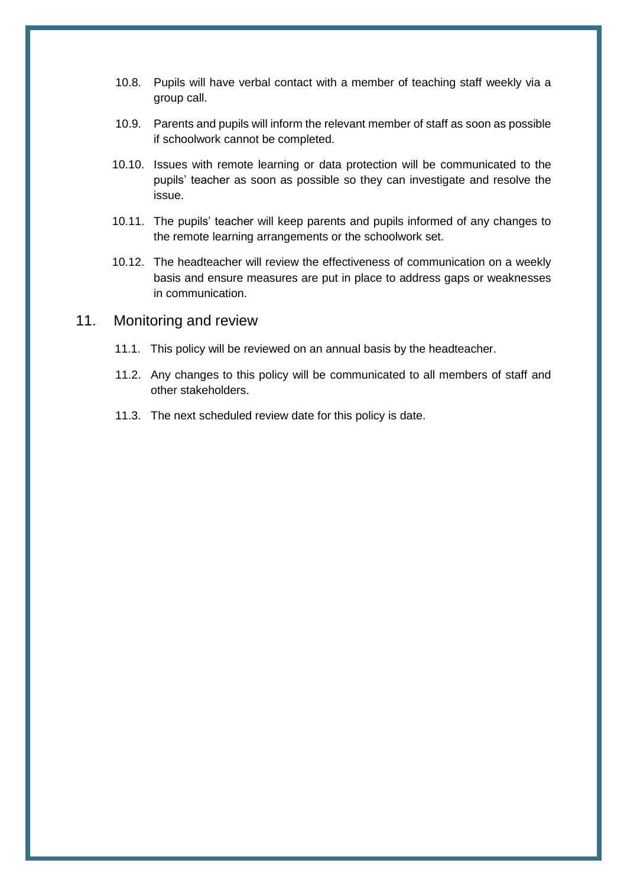10.8. Pupils will have verbal contact with a member of teaching staff weekly via a group call.

10.9. Parents and pupils will inform the relevant member of staff as soon as possible if schoolwork cannot be completed.

10.10. Issues with remote learning or data protection will be communicated to the pupils' teacher as soon as possible so they can investigate and resolve the issue.

10.11. The pupils' teacher will keep parents and pupils informed of any changes to the remote learning arrangements or the schoolwork set.

10.12. The headteacher will review the effectiveness of communication on a weekly basis and ensure measures are put in place to address gaps or weaknesses in communication.

## 11. Monitoring and review

11.1. This policy will be reviewed on an annual basis by the headteacher.

11.2. Any changes to this policy will be communicated to all members of staff and other stakeholders.

11.3. The next scheduled review date for this policy is date.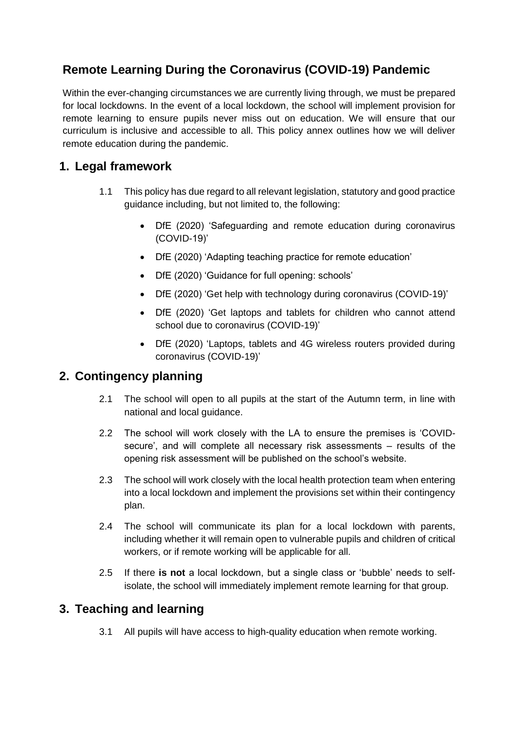## Remote Learning During the Coronavirus (COVID-19) Pandemic

Within the ever-changing circumstances we are currently living through, we must be prepared for local lockdowns. In the event of a local lockdown, the school will implement provision for remote learning to ensure pupils never miss out on education. We will ensure that our curriculum is inclusive and accessible to all. This policy annex outlines how we will deliver remote education during the pandemic.

## 1. Legal framework

1.1 This policy has due regard to all relevant legislation, statutory and good practice guidance including, but not limited to, the following:

- DfE (2020) 'Safeguarding and remote education during coronavirus (COVID-19)'
- DfE (2020) 'Adapting teaching practice for remote education'
- DfE (2020) 'Guidance for full opening: schools'
- DfE (2020) 'Get help with technology during coronavirus (COVID-19)'
- DfE (2020) 'Get laptops and tablets for children who cannot attend school due to coronavirus (COVID-19)'
- DfE (2020) 'Laptops, tablets and 4G wireless routers provided during coronavirus (COVID-19)'

## 2. Contingency planning

2.1 The school will open to all pupils at the start of the Autumn term, in line with national and local guidance.

2.2 The school will work closely with the LA to ensure the premises is 'COVID-secure', and will complete all necessary risk assessments – results of the opening risk assessment will be published on the school's website.

2.3 The school will work closely with the local health protection team when entering into a local lockdown and implement the provisions set within their contingency plan.

2.4 The school will communicate its plan for a local lockdown with parents, including whether it will remain open to vulnerable pupils and children of critical workers, or if remote working will be applicable for all.

2.5 If there **is not** a local lockdown, but a single class or 'bubble' needs to self-isolate, the school will immediately implement remote learning for that group.

## 3. Teaching and learning

3.1 All pupils will have access to high-quality education when remote working.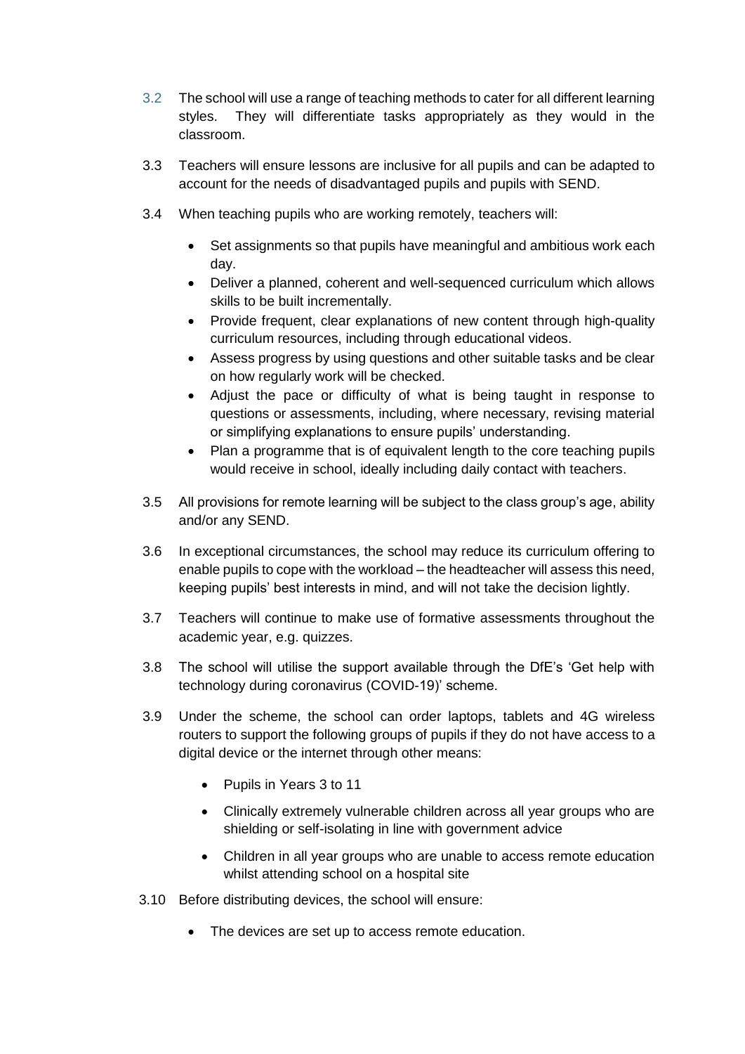3.2 The school will use a range of teaching methods to cater for all different learning styles. They will differentiate tasks appropriately as they would in the classroom.

3.3 Teachers will ensure lessons are inclusive for all pupils and can be adapted to account for the needs of disadvantaged pupils and pupils with SEND.

3.4 When teaching pupils who are working remotely, teachers will:

- Set assignments so that pupils have meaningful and ambitious work each day.
- Deliver a planned, coherent and well-sequenced curriculum which allows skills to be built incrementally.
- Provide frequent, clear explanations of new content through high-quality curriculum resources, including through educational videos.
- Assess progress by using questions and other suitable tasks and be clear on how regularly work will be checked.
- Adjust the pace or difficulty of what is being taught in response to questions or assessments, including, where necessary, revising material or simplifying explanations to ensure pupils' understanding.
- Plan a programme that is of equivalent length to the core teaching pupils would receive in school, ideally including daily contact with teachers.

3.5 All provisions for remote learning will be subject to the class group's age, ability and/or any SEND.

3.6 In exceptional circumstances, the school may reduce its curriculum offering to enable pupils to cope with the workload – the headteacher will assess this need, keeping pupils' best interests in mind, and will not take the decision lightly.

3.7 Teachers will continue to make use of formative assessments throughout the academic year, e.g. quizzes.

3.8 The school will utilise the support available through the DfE's 'Get help with technology during coronavirus (COVID-19)' scheme.

3.9 Under the scheme, the school can order laptops, tablets and 4G wireless routers to support the following groups of pupils if they do not have access to a digital device or the internet through other means:

- Pupils in Years 3 to 11
- Clinically extremely vulnerable children across all year groups who are shielding or self-isolating in line with government advice
- Children in all year groups who are unable to access remote education whilst attending school on a hospital site

3.10 Before distributing devices, the school will ensure:

- The devices are set up to access remote education.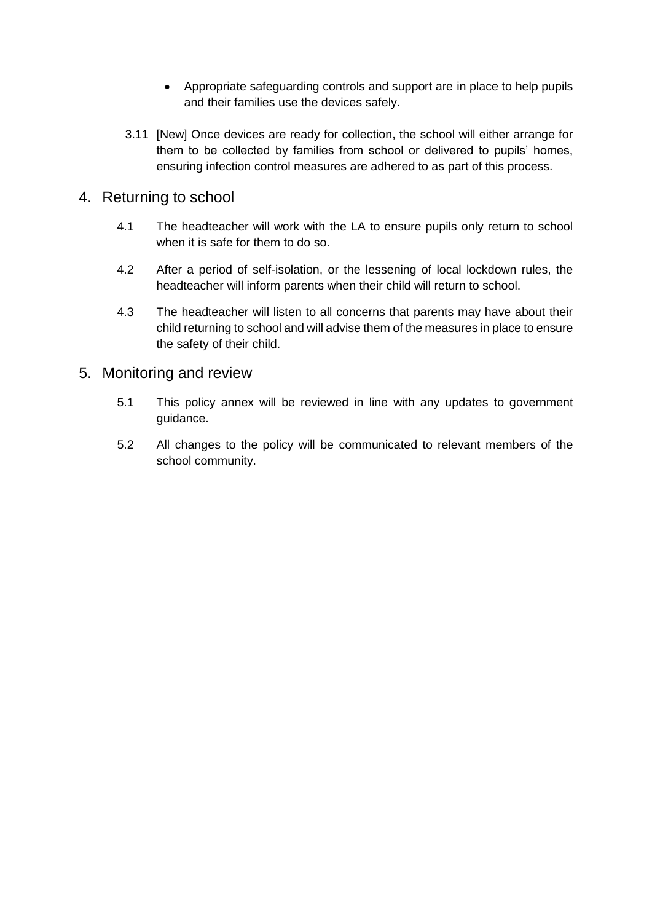- Appropriate safeguarding controls and support are in place to help pupils and their families use the devices safely.

3.11 [New] Once devices are ready for collection, the school will either arrange for them to be collected by families from school or delivered to pupils' homes, ensuring infection control measures are adhered to as part of this process.

## 4. Returning to school

4.1 The headteacher will work with the LA to ensure pupils only return to school when it is safe for them to do so.

4.2 After a period of self-isolation, or the lessening of local lockdown rules, the headteacher will inform parents when their child will return to school.

4.3 The headteacher will listen to all concerns that parents may have about their child returning to school and will advise them of the measures in place to ensure the safety of their child.

## 5. Monitoring and review

5.1 This policy annex will be reviewed in line with any updates to government guidance.

5.2 All changes to the policy will be communicated to relevant members of the school community.